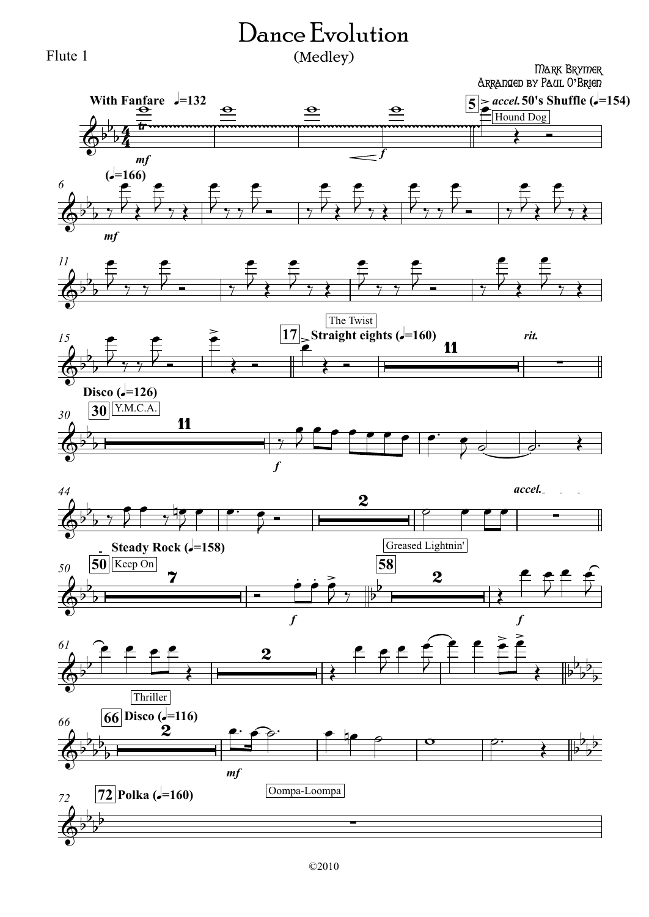# Dance Evolution

(Medley)

Flute 1

Mark Brymer
Arranged by Paul O'Brien

With Fanfare ♩=132 — *mf* — *f*

5 *accel.* 50's Shuffle (♩=154) — Hound Dog

(♩=166) — *mf*

17 Straight eights (♩=160) — The Twist — 11 — *rit.*

30 Disco (♩=126) — Y.M.C.A. — 11 — *f*

2 — *accel.*

50 Steady Rock (♩=158) — Keep On — 7 — *f*

58 Greased Lightnin' — 2 — *f*

2

66 Disco (♩=116) — Thriller — 2 — *mf*

72 Polka (♩=160) — Oompa-Loompa

©2010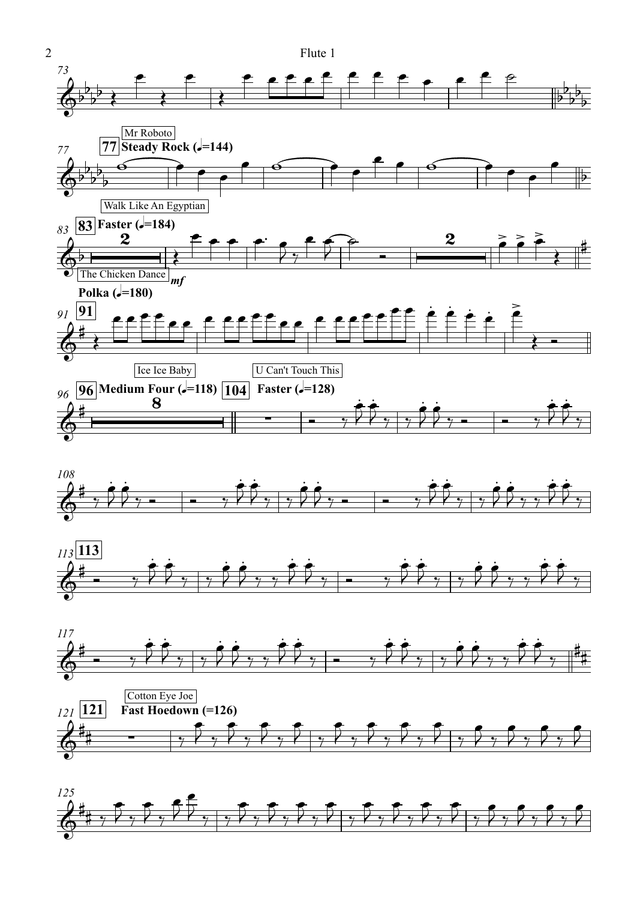Mr Roboto

**77** **Steady Rock** (♩=144)

Walk Like An Egyptian

**83** **Faster** (♩=184)

The Chicken Dance

*mf*

**Polka** (𝅗𝅥=180)

**91**

Ice Ice Baby

**96** **Medium Four** (♩=118)

U Can't Touch This

**104** **Faster** (♩=128)

**113**

Cotton Eye Joe

**121** **Fast Hoedown** (=126)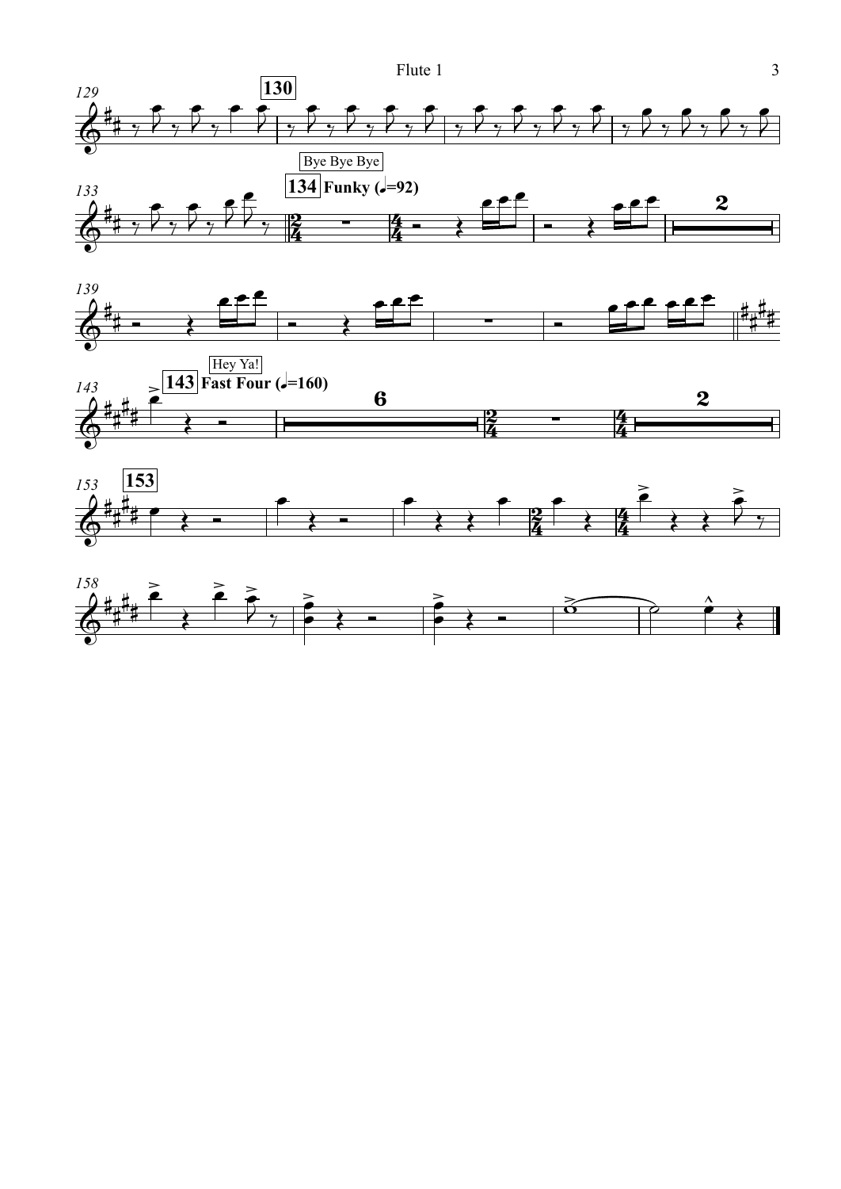Bye Bye Bye

**134** **Funky** (♩=92)

Hey Ya!

**143** **Fast Four** (♩=160)

**153**